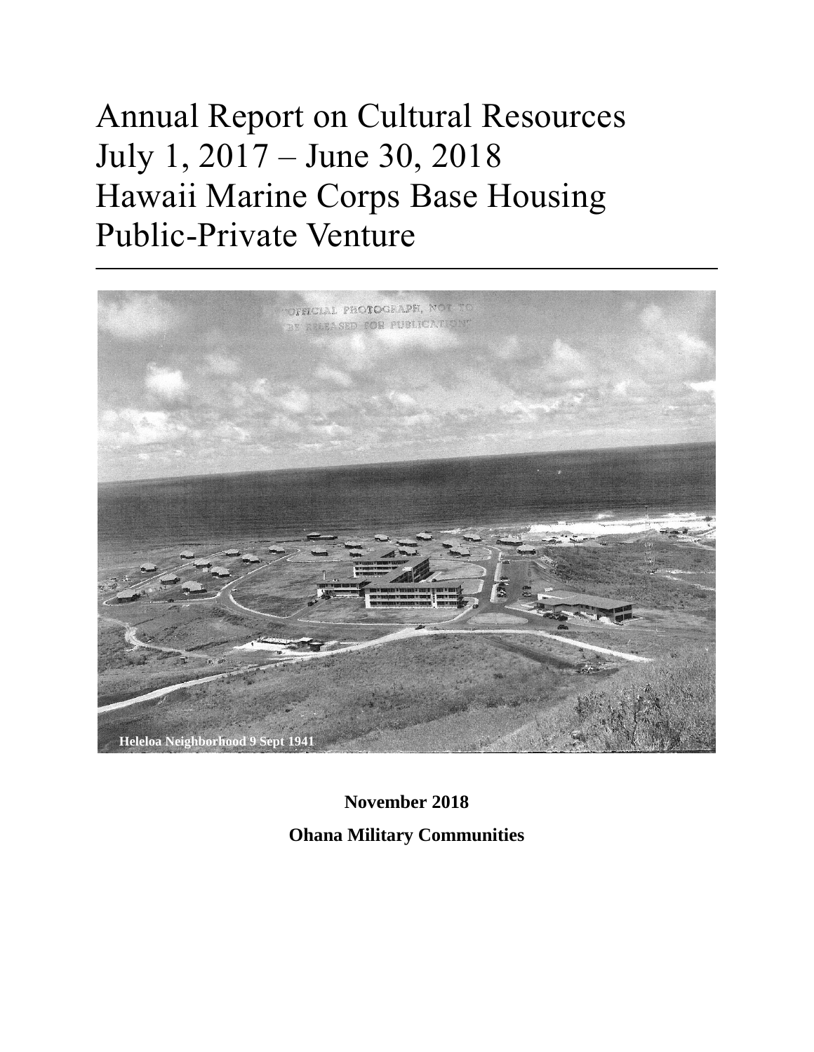# Annual Report on Cultural Resources July 1, 2017 – June 30, 2018 Hawaii Marine Corps Base Housing Public-Private Venture

Heleloa Neighborhood 9 Sept 1941

**November 2018**

**Ohana Military Communities**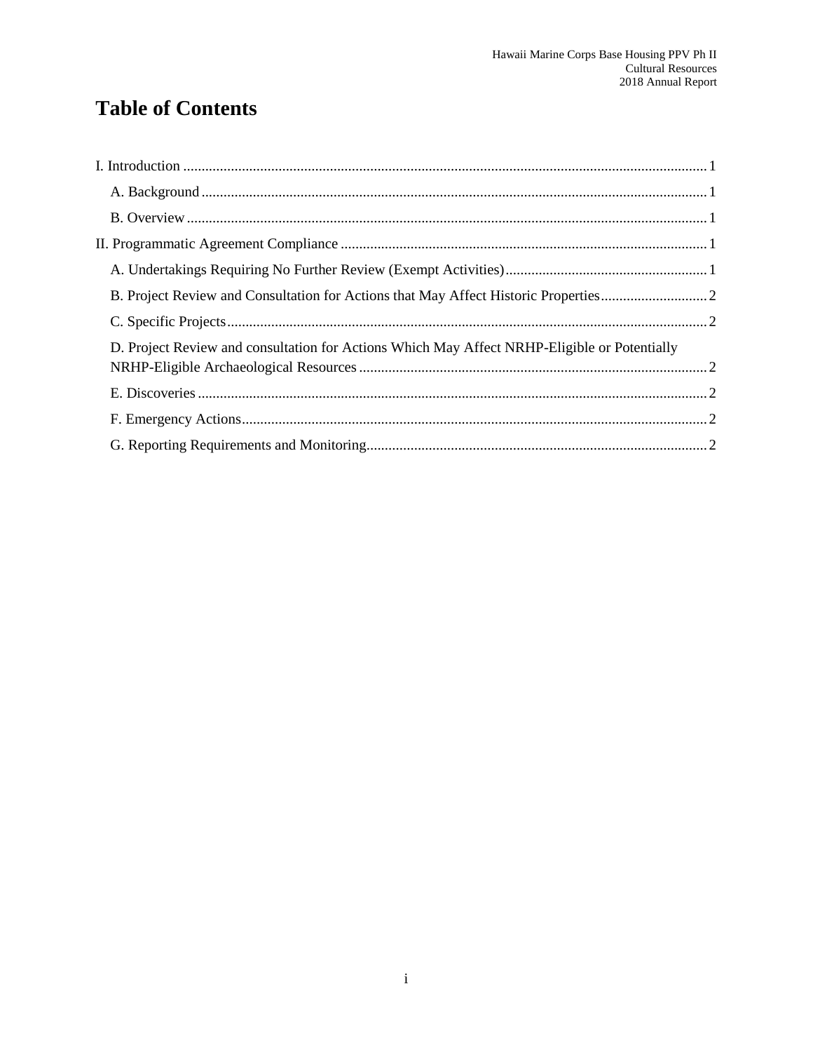# Table of Contents

I. Introduction ............................................................................................................................. 1

  A. Background ......................................................................................................................... 1

  B. Overview ............................................................................................................................. 1

II. Programmatic Agreement Compliance ................................................................................... 1

  A. Undertakings Requiring No Further Review (Exempt Activities) ....................................... 1

  B. Project Review and Consultation for Actions that May Affect Historic Properties ............. 2

  C. Specific Projects .................................................................................................................. 2

  D. Project Review and consultation for Actions Which May Affect NRHP-Eligible or Potentially NRHP-Eligible Archaeological Resources ............................................................................... 2

  E. Discoveries .......................................................................................................................... 2

  F. Emergency Actions .............................................................................................................. 2

  G. Reporting Requirements and Monitoring ............................................................................ 2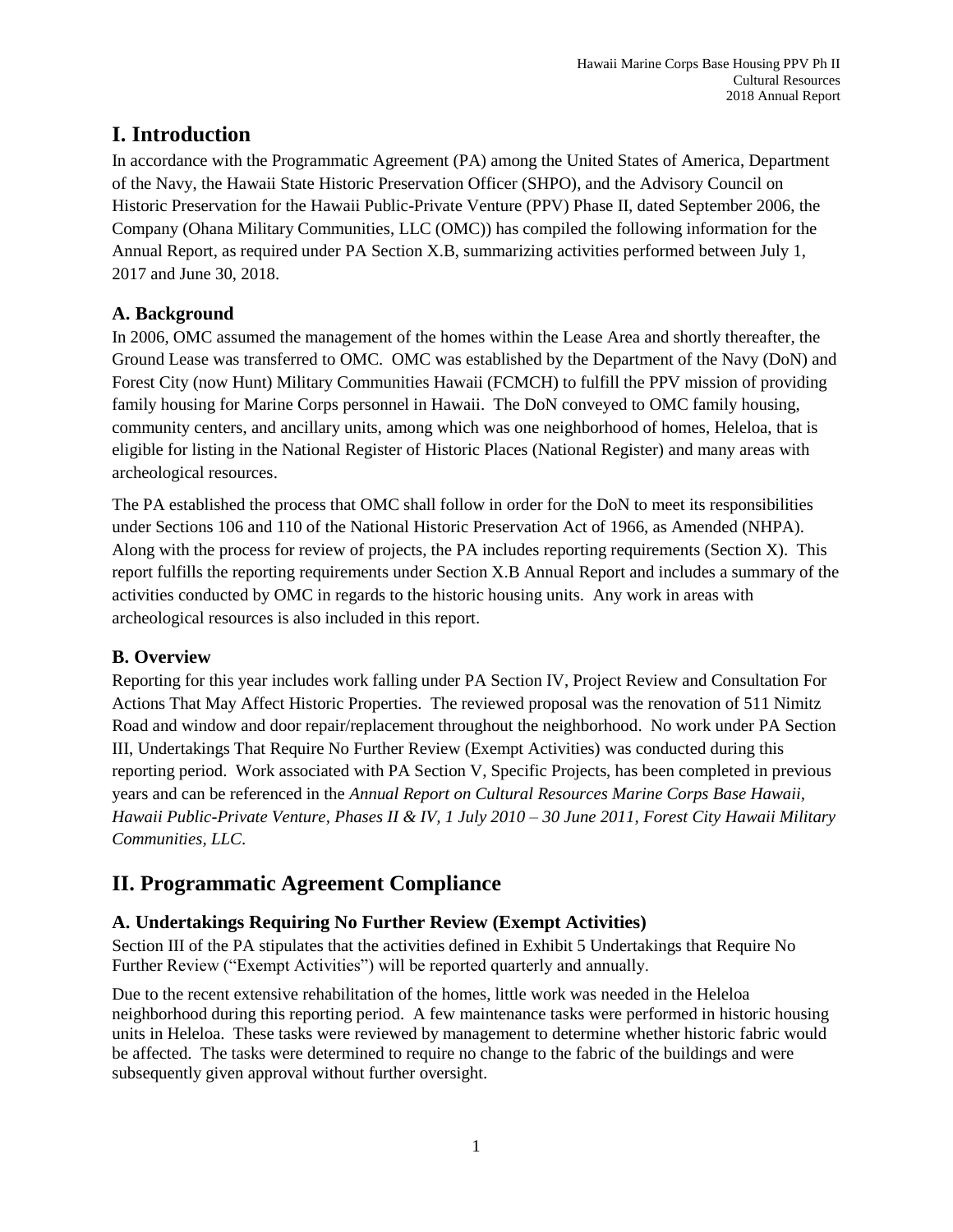# I. Introduction

In accordance with the Programmatic Agreement (PA) among the United States of America, Department of the Navy, the Hawaii State Historic Preservation Officer (SHPO), and the Advisory Council on Historic Preservation for the Hawaii Public-Private Venture (PPV) Phase II, dated September 2006, the Company (Ohana Military Communities, LLC (OMC)) has compiled the following information for the Annual Report, as required under PA Section X.B, summarizing activities performed between July 1, 2017 and June 30, 2018.

## A. Background

In 2006, OMC assumed the management of the homes within the Lease Area and shortly thereafter, the Ground Lease was transferred to OMC. OMC was established by the Department of the Navy (DoN) and Forest City (now Hunt) Military Communities Hawaii (FCMCH) to fulfill the PPV mission of providing family housing for Marine Corps personnel in Hawaii. The DoN conveyed to OMC family housing, community centers, and ancillary units, among which was one neighborhood of homes, Heleloa, that is eligible for listing in the National Register of Historic Places (National Register) and many areas with archeological resources.

The PA established the process that OMC shall follow in order for the DoN to meet its responsibilities under Sections 106 and 110 of the National Historic Preservation Act of 1966, as Amended (NHPA). Along with the process for review of projects, the PA includes reporting requirements (Section X). This report fulfills the reporting requirements under Section X.B Annual Report and includes a summary of the activities conducted by OMC in regards to the historic housing units. Any work in areas with archeological resources is also included in this report.

## B. Overview

Reporting for this year includes work falling under PA Section IV, Project Review and Consultation For Actions That May Affect Historic Properties. The reviewed proposal was the renovation of 511 Nimitz Road and window and door repair/replacement throughout the neighborhood. No work under PA Section III, Undertakings That Require No Further Review (Exempt Activities) was conducted during this reporting period. Work associated with PA Section V, Specific Projects, has been completed in previous years and can be referenced in the *Annual Report on Cultural Resources Marine Corps Base Hawaii, Hawaii Public-Private Venture, Phases II & IV, 1 July 2010 – 30 June 2011, Forest City Hawaii Military Communities, LLC*.

# II. Programmatic Agreement Compliance

## A. Undertakings Requiring No Further Review (Exempt Activities)

Section III of the PA stipulates that the activities defined in Exhibit 5 Undertakings that Require No Further Review ("Exempt Activities") will be reported quarterly and annually.

Due to the recent extensive rehabilitation of the homes, little work was needed in the Heleloa neighborhood during this reporting period. A few maintenance tasks were performed in historic housing units in Heleloa. These tasks were reviewed by management to determine whether historic fabric would be affected. The tasks were determined to require no change to the fabric of the buildings and were subsequently given approval without further oversight.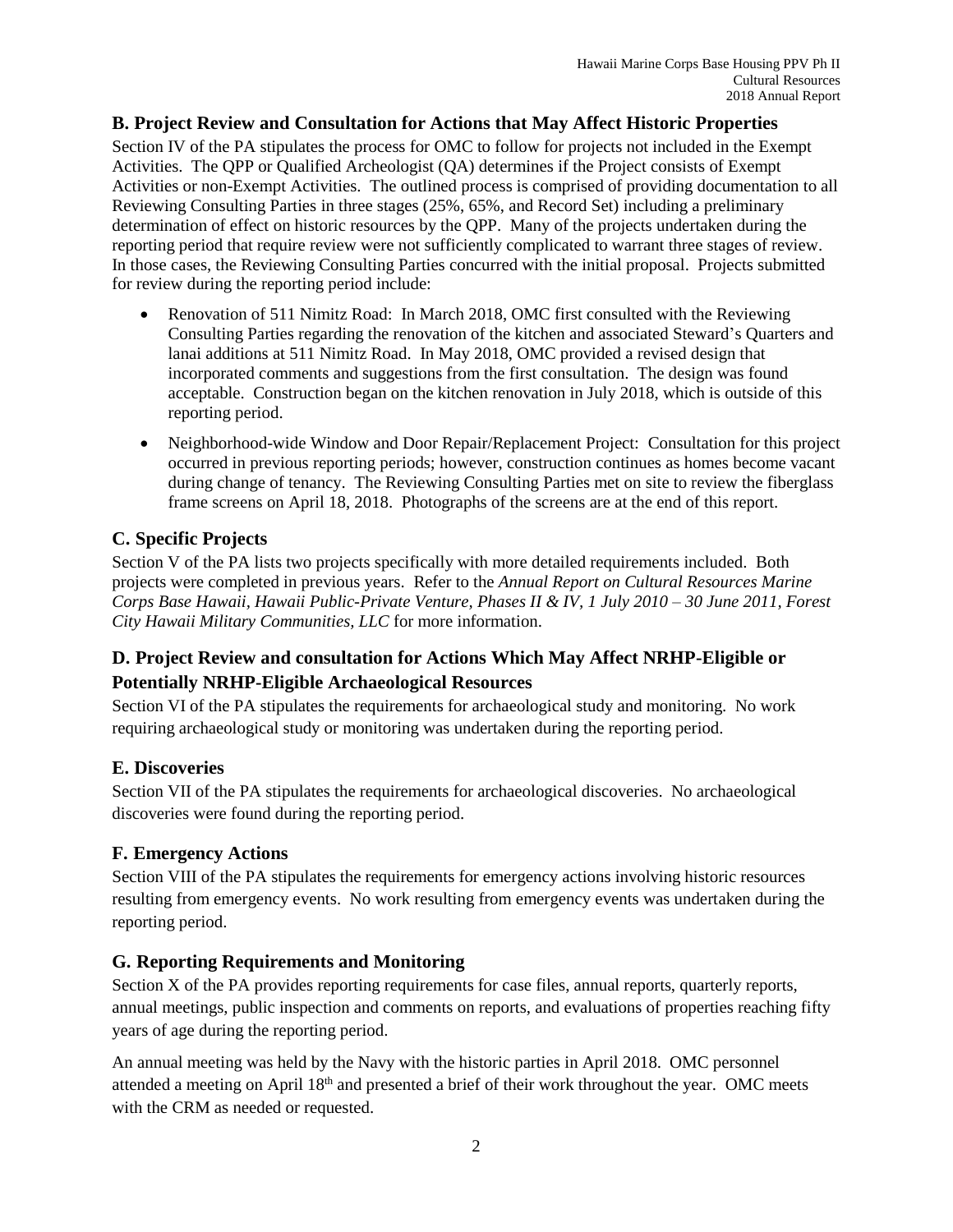## B. Project Review and Consultation for Actions that May Affect Historic Properties

Section IV of the PA stipulates the process for OMC to follow for projects not included in the Exempt Activities. The QPP or Qualified Archeologist (QA) determines if the Project consists of Exempt Activities or non-Exempt Activities. The outlined process is comprised of providing documentation to all Reviewing Consulting Parties in three stages (25%, 65%, and Record Set) including a preliminary determination of effect on historic resources by the QPP. Many of the projects undertaken during the reporting period that require review were not sufficiently complicated to warrant three stages of review. In those cases, the Reviewing Consulting Parties concurred with the initial proposal. Projects submitted for review during the reporting period include:

- Renovation of 511 Nimitz Road: In March 2018, OMC first consulted with the Reviewing Consulting Parties regarding the renovation of the kitchen and associated Steward's Quarters and lanai additions at 511 Nimitz Road. In May 2018, OMC provided a revised design that incorporated comments and suggestions from the first consultation. The design was found acceptable. Construction began on the kitchen renovation in July 2018, which is outside of this reporting period.
- Neighborhood-wide Window and Door Repair/Replacement Project: Consultation for this project occurred in previous reporting periods; however, construction continues as homes become vacant during change of tenancy. The Reviewing Consulting Parties met on site to review the fiberglass frame screens on April 18, 2018. Photographs of the screens are at the end of this report.

## C. Specific Projects

Section V of the PA lists two projects specifically with more detailed requirements included. Both projects were completed in previous years. Refer to the *Annual Report on Cultural Resources Marine Corps Base Hawaii, Hawaii Public-Private Venture, Phases II & IV, 1 July 2010 – 30 June 2011, Forest City Hawaii Military Communities, LLC* for more information.

## D. Project Review and consultation for Actions Which May Affect NRHP-Eligible or Potentially NRHP-Eligible Archaeological Resources

Section VI of the PA stipulates the requirements for archaeological study and monitoring. No work requiring archaeological study or monitoring was undertaken during the reporting period.

## E. Discoveries

Section VII of the PA stipulates the requirements for archaeological discoveries. No archaeological discoveries were found during the reporting period.

## F. Emergency Actions

Section VIII of the PA stipulates the requirements for emergency actions involving historic resources resulting from emergency events. No work resulting from emergency events was undertaken during the reporting period.

## G. Reporting Requirements and Monitoring

Section X of the PA provides reporting requirements for case files, annual reports, quarterly reports, annual meetings, public inspection and comments on reports, and evaluations of properties reaching fifty years of age during the reporting period.

An annual meeting was held by the Navy with the historic parties in April 2018. OMC personnel attended a meeting on April 18th and presented a brief of their work throughout the year. OMC meets with the CRM as needed or requested.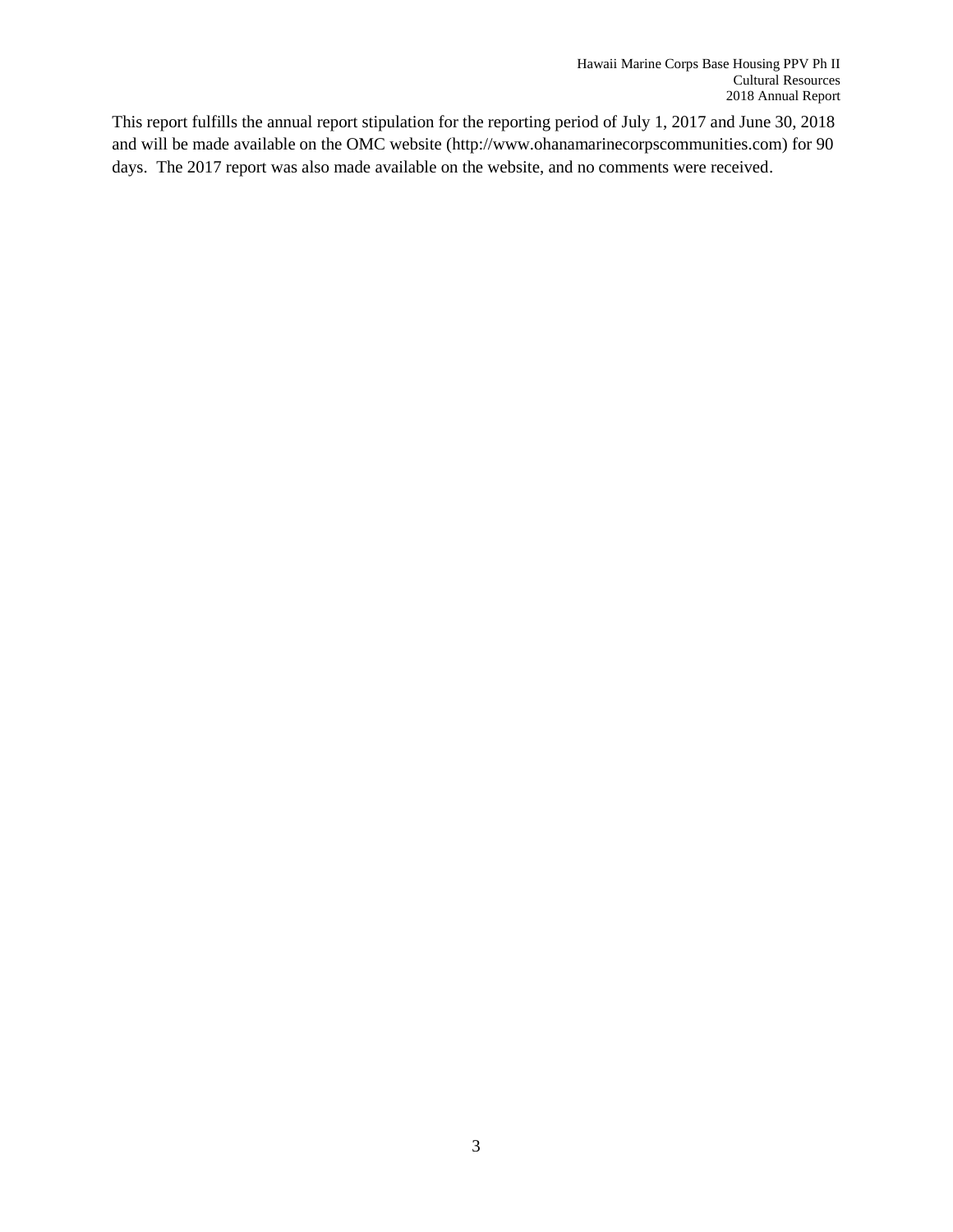This report fulfills the annual report stipulation for the reporting period of July 1, 2017 and June 30, 2018 and will be made available on the OMC website (http://www.ohanamarinecorpscommunities.com) for 90 days. The 2017 report was also made available on the website, and no comments were received.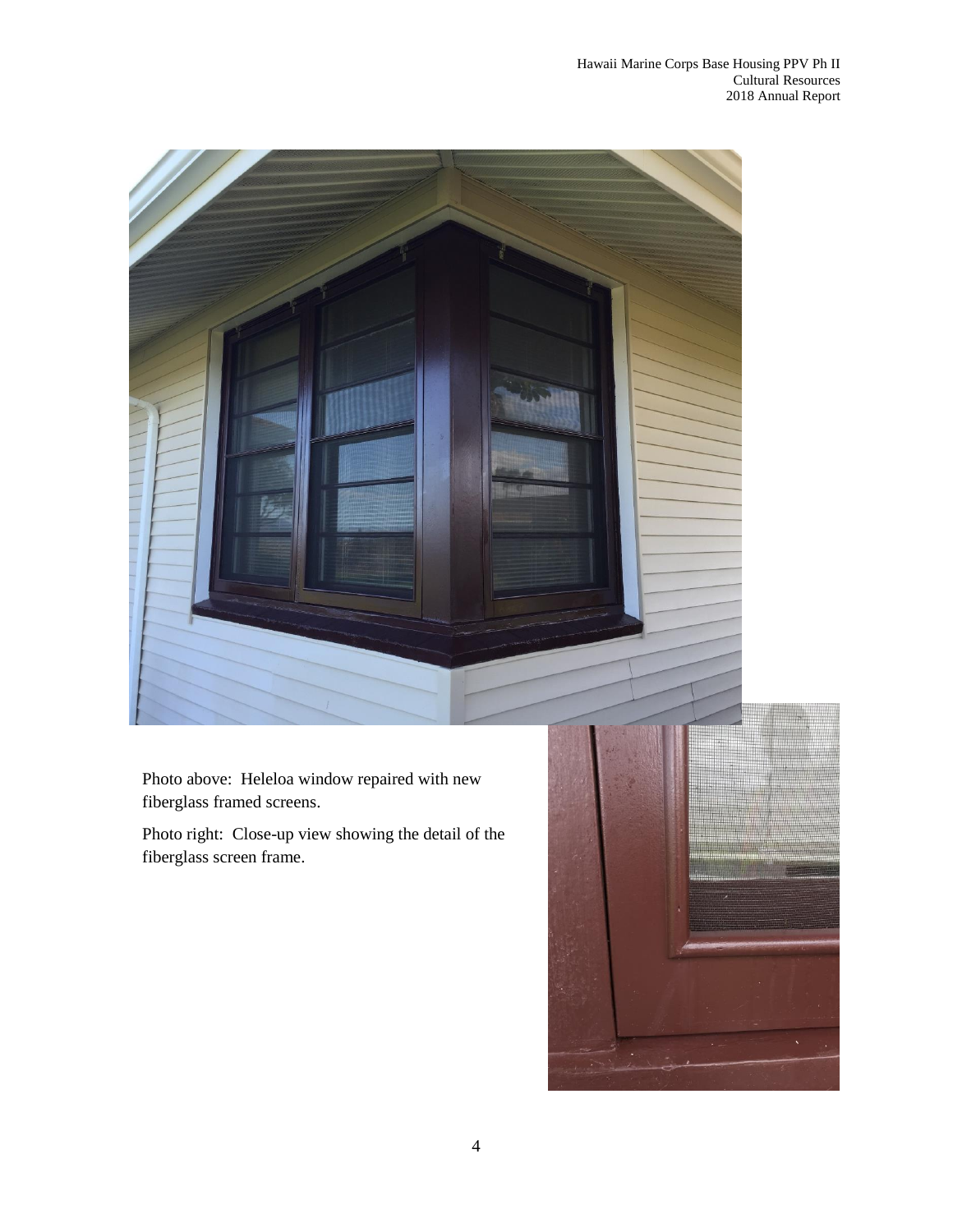Photo above: Heleloa window repaired with new fiberglass framed screens.

Photo right: Close-up view showing the detail of the fiberglass screen frame.